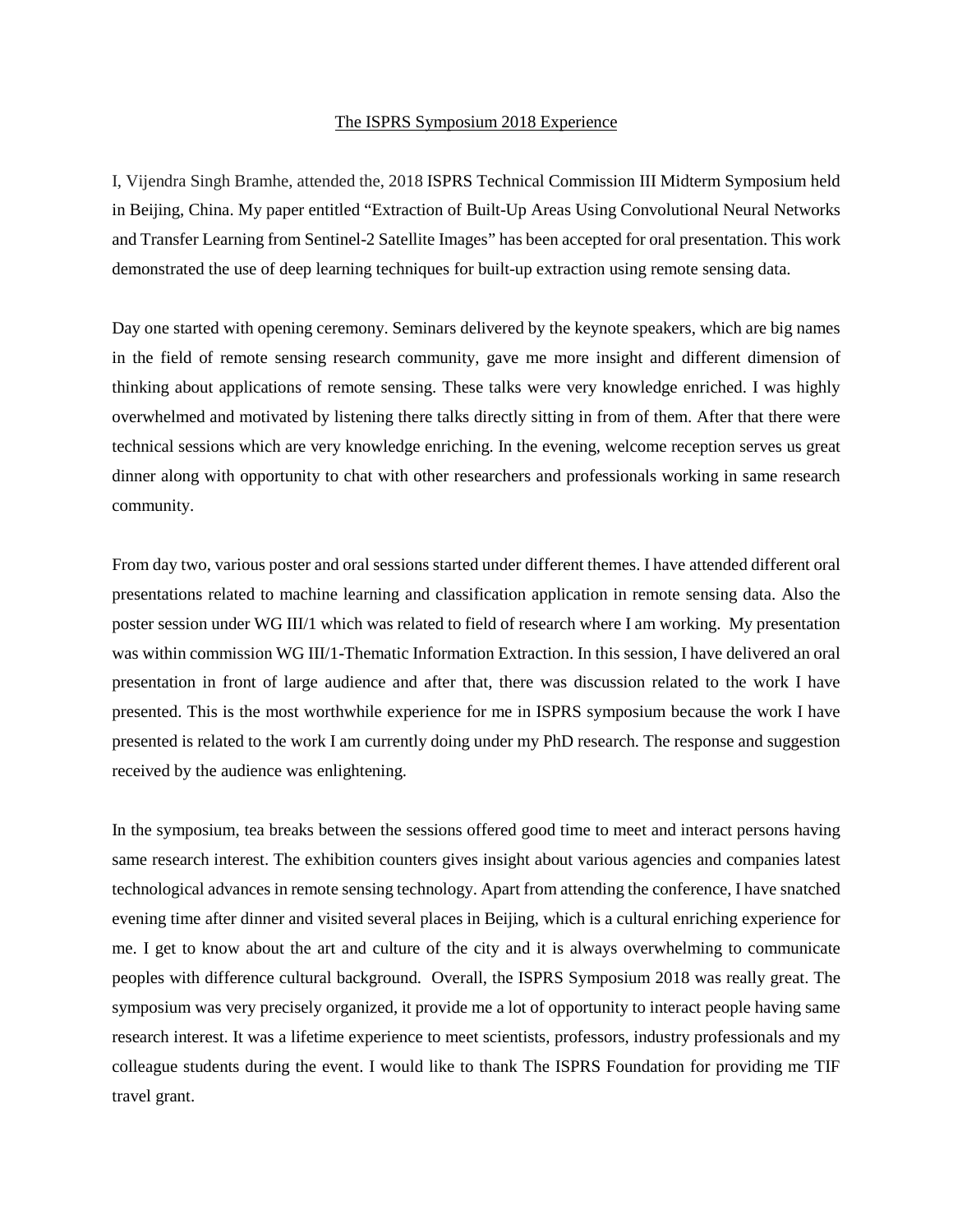The ISPRS Symposium 2018 Experience

I, Vijendra Singh Bramhe, attended the, 2018 ISPRS Technical Commission III Midterm Symposium held in Beijing, China. My paper entitled "Extraction of Built-Up Areas Using Convolutional Neural Networks and Transfer Learning from Sentinel-2 Satellite Images" has been accepted for oral presentation. This work demonstrated the use of deep learning techniques for built-up extraction using remote sensing data.

Day one started with opening ceremony. Seminars delivered by the keynote speakers, which are big names in the field of remote sensing research community, gave me more insight and different dimension of thinking about applications of remote sensing. These talks were very knowledge enriched. I was highly overwhelmed and motivated by listening there talks directly sitting in from of them. After that there were technical sessions which are very knowledge enriching. In the evening, welcome reception serves us great dinner along with opportunity to chat with other researchers and professionals working in same research community.

From day two, various poster and oral sessions started under different themes. I have attended different oral presentations related to machine learning and classification application in remote sensing data. Also the poster session under WG III/1 which was related to field of research where I am working. My presentation was within commission WG III/1-Thematic Information Extraction. In this session, I have delivered an oral presentation in front of large audience and after that, there was discussion related to the work I have presented. This is the most worthwhile experience for me in ISPRS symposium because the work I have presented is related to the work I am currently doing under my PhD research. The response and suggestion received by the audience was enlightening.

In the symposium, tea breaks between the sessions offered good time to meet and interact persons having same research interest. The exhibition counters gives insight about various agencies and companies latest technological advances in remote sensing technology. Apart from attending the conference, I have snatched evening time after dinner and visited several places in Beijing, which is a cultural enriching experience for me. I get to know about the art and culture of the city and it is always overwhelming to communicate peoples with difference cultural background. Overall, the ISPRS Symposium 2018 was really great. The symposium was very precisely organized, it provide me a lot of opportunity to interact people having same research interest. It was a lifetime experience to meet scientists, professors, industry professionals and my colleague students during the event. I would like to thank The ISPRS Foundation for providing me TIF travel grant.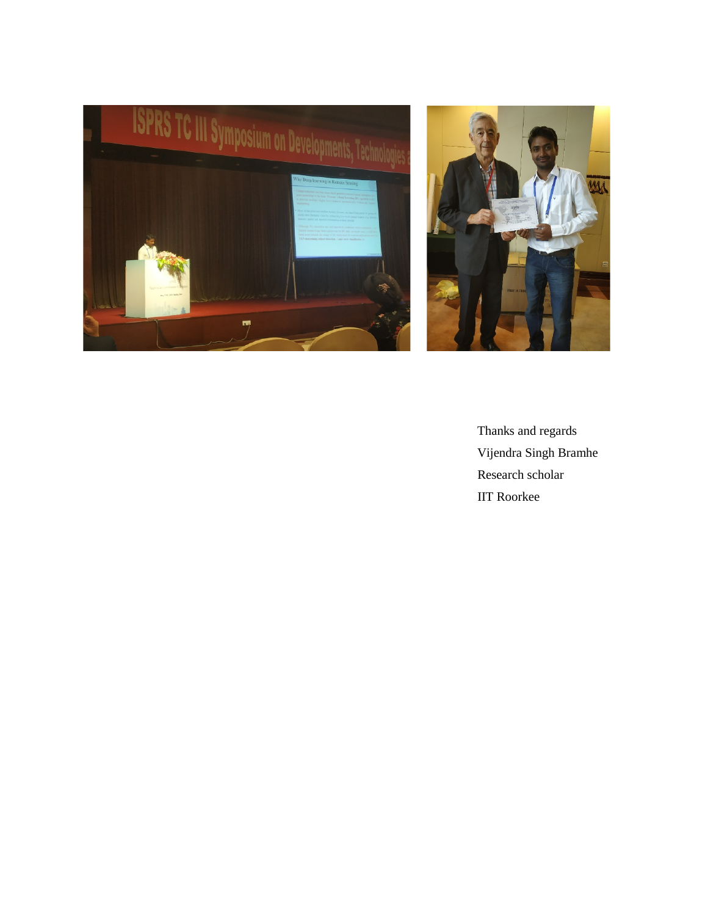Thanks and regards

Vijendra Singh Bramhe

Research scholar

IIT Roorkee